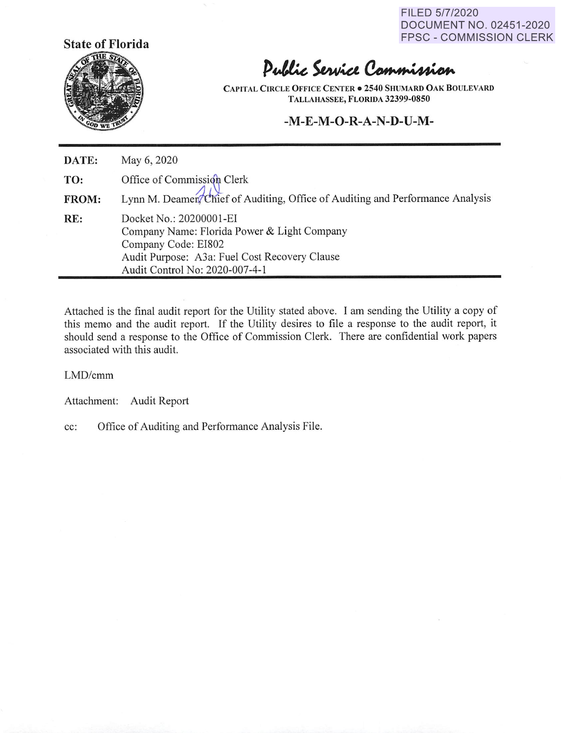FILED 5/7/2020
DOCUMENT NO. 02451-2020
FPSC - COMMISSION CLERK

**State of Florida**

# Public Service Commission

CAPITAL CIRCLE OFFICE CENTER • 2540 SHUMARD OAK BOULEVARD
TALLAHASSEE, FLORIDA 32399-0850

## -M-E-M-O-R-A-N-D-U-M-

| | |
|---|---|
| **DATE:** | May 6, 2020 |
| **TO:** | Office of Commission Clerk |
| **FROM:** | Lynn M. Deamer, Chief of Auditing, Office of Auditing and Performance Analysis |
| **RE:** | Docket No.: 20200001-EI<br>Company Name: Florida Power & Light Company<br>Company Code: EI802<br>Audit Purpose: A3a: Fuel Cost Recovery Clause<br>Audit Control No: 2020-007-4-1 |

Attached is the final audit report for the Utility stated above. I am sending the Utility a copy of this memo and the audit report. If the Utility desires to file a response to the audit report, it should send a response to the Office of Commission Clerk. There are confidential work papers associated with this audit.

LMD/cmm

Attachment: Audit Report

cc: Office of Auditing and Performance Analysis File.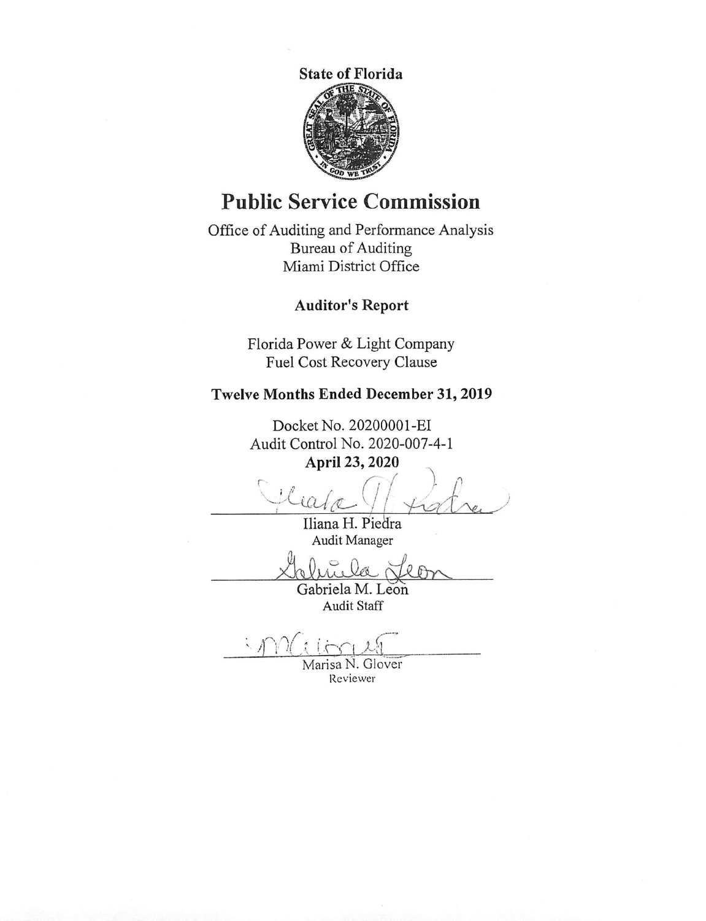**State of Florida**

# Public Service Commission

Office of Auditing and Performance Analysis
Bureau of Auditing
Miami District Office

**Auditor's Report**

Florida Power & Light Company
Fuel Cost Recovery Clause

**Twelve Months Ended December 31, 2019**

Docket No. 20200001-EI
Audit Control No. 2020-007-4-1
**April 23, 2020**

Iliana H. Piedra
Audit Manager

Gabriela M. Leon
Audit Staff

Marisa N. Glover
Reviewer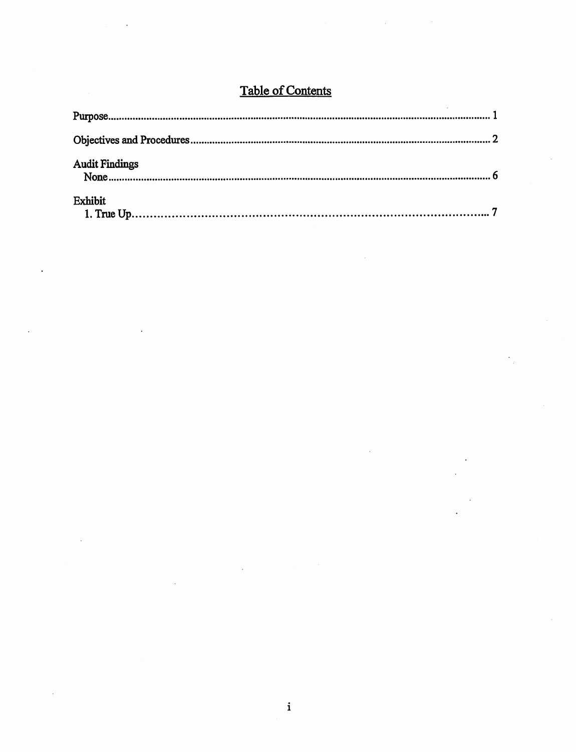# Table of Contents

Purpose.......................................................................................................................................... 1

Objectives and Procedures........................................................................................................... 2

Audit Findings
  None........................................................................................................................................ 6

Exhibit
  1. True Up.................................................................................................................................. 7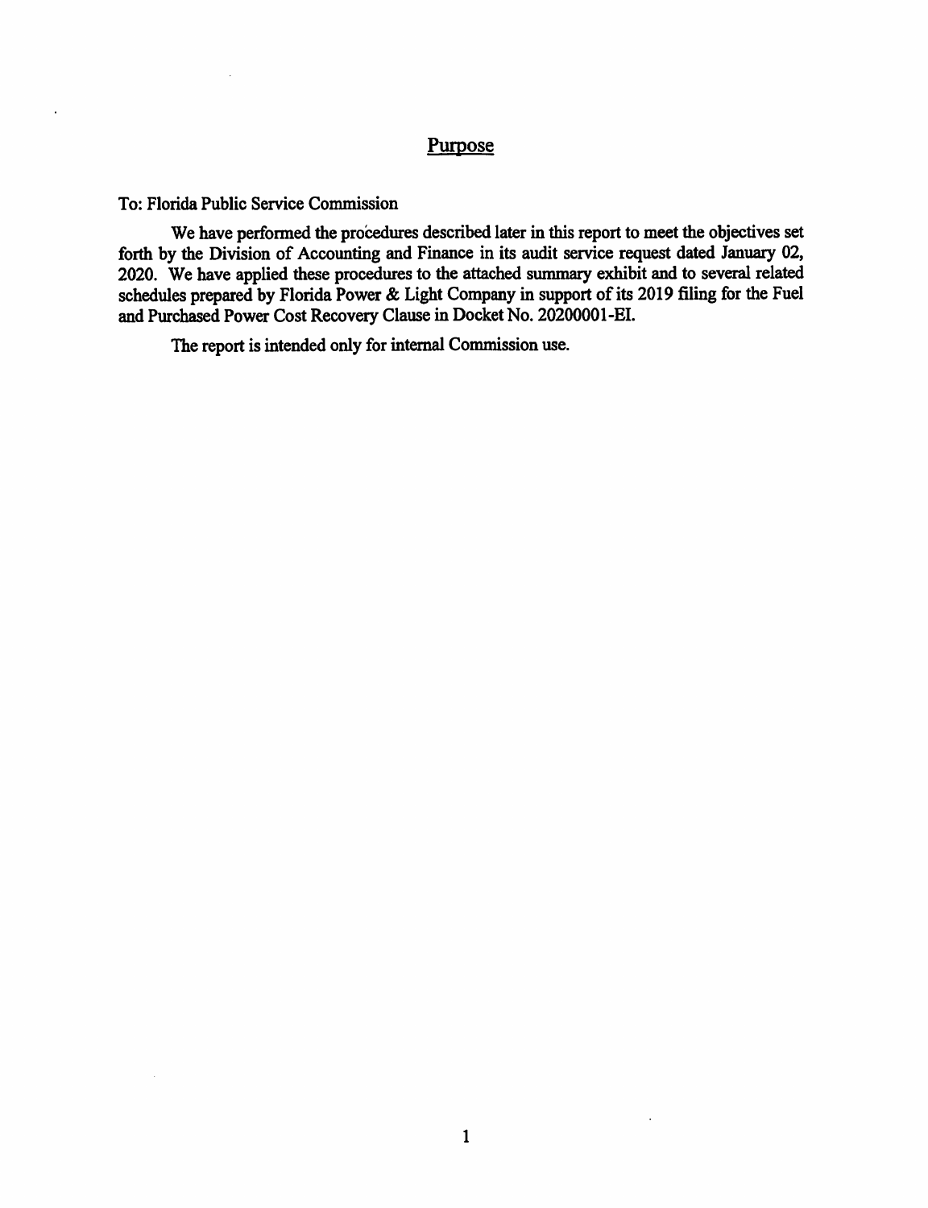## Purpose

To: Florida Public Service Commission

We have performed the procedures described later in this report to meet the objectives set forth by the Division of Accounting and Finance in its audit service request dated January 02, 2020. We have applied these procedures to the attached summary exhibit and to several related schedules prepared by Florida Power & Light Company in support of its 2019 filing for the Fuel and Purchased Power Cost Recovery Clause in Docket No. 20200001-EI.

The report is intended only for internal Commission use.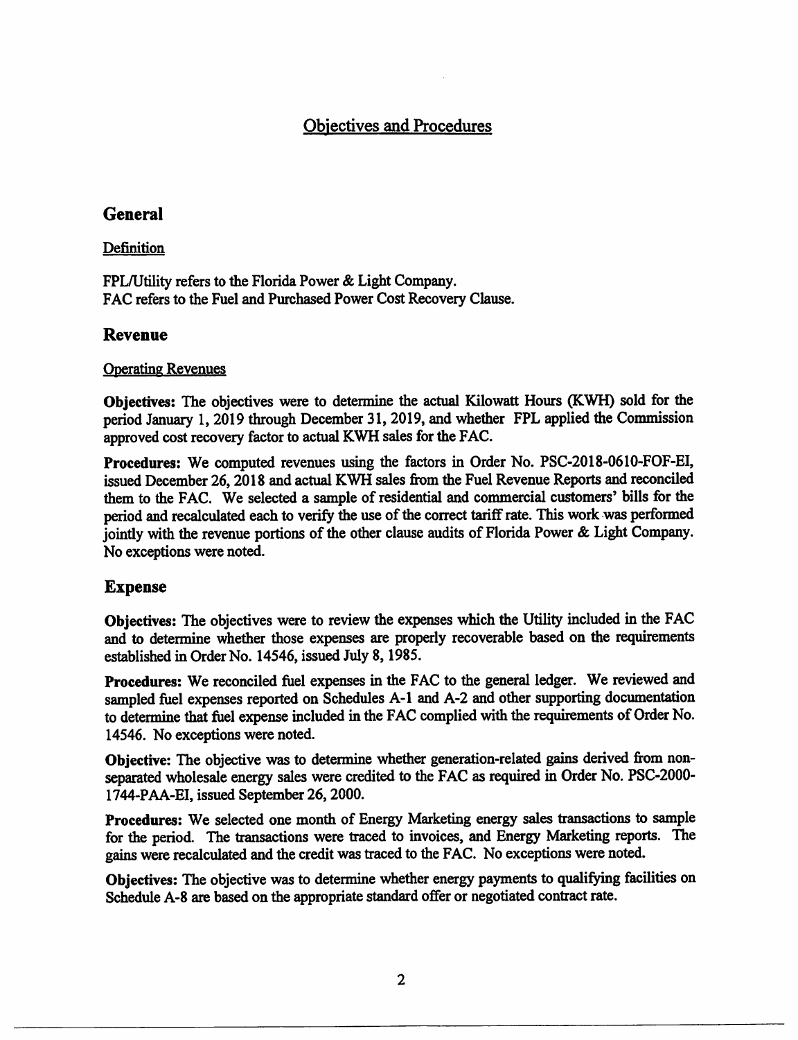# Objectives and Procedures

## General

### Definition

FPL/Utility refers to the Florida Power & Light Company.
FAC refers to the Fuel and Purchased Power Cost Recovery Clause.

## Revenue

### Operating Revenues

**Objectives:** The objectives were to determine the actual Kilowatt Hours (KWH) sold for the period January 1, 2019 through December 31, 2019, and whether FPL applied the Commission approved cost recovery factor to actual KWH sales for the FAC.

**Procedures:** We computed revenues using the factors in Order No. PSC-2018-0610-FOF-EI, issued December 26, 2018 and actual KWH sales from the Fuel Revenue Reports and reconciled them to the FAC. We selected a sample of residential and commercial customers' bills for the period and recalculated each to verify the use of the correct tariff rate. This work was performed jointly with the revenue portions of the other clause audits of Florida Power & Light Company. No exceptions were noted.

## Expense

**Objectives:** The objectives were to review the expenses which the Utility included in the FAC and to determine whether those expenses are properly recoverable based on the requirements established in Order No. 14546, issued July 8, 1985.

**Procedures:** We reconciled fuel expenses in the FAC to the general ledger. We reviewed and sampled fuel expenses reported on Schedules A-1 and A-2 and other supporting documentation to determine that fuel expense included in the FAC complied with the requirements of Order No. 14546. No exceptions were noted.

**Objective:** The objective was to determine whether generation-related gains derived from non-separated wholesale energy sales were credited to the FAC as required in Order No. PSC-2000-1744-PAA-EI, issued September 26, 2000.

**Procedures:** We selected one month of Energy Marketing energy sales transactions to sample for the period. The transactions were traced to invoices, and Energy Marketing reports. The gains were recalculated and the credit was traced to the FAC. No exceptions were noted.

**Objectives:** The objective was to determine whether energy payments to qualifying facilities on Schedule A-8 are based on the appropriate standard offer or negotiated contract rate.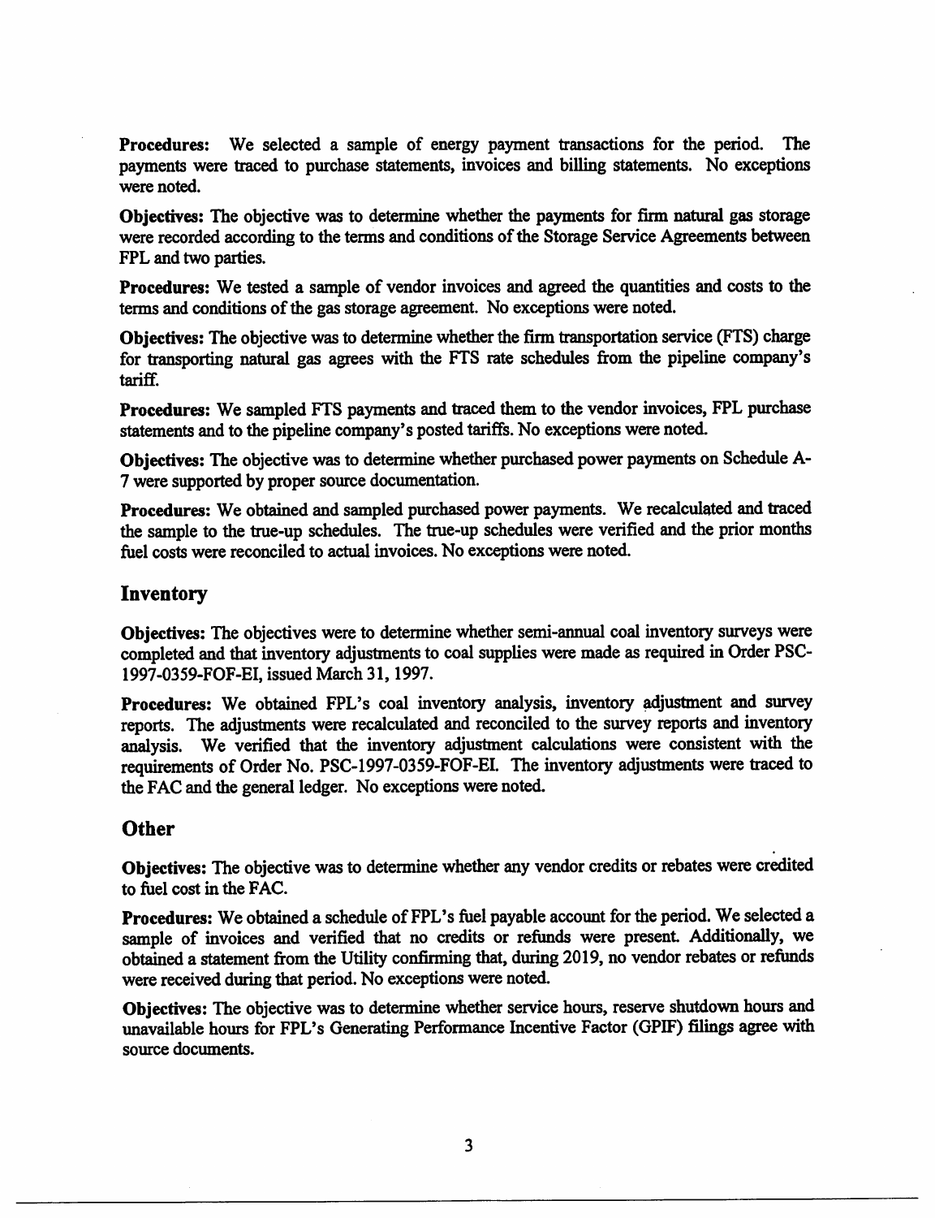**Procedures:** We selected a sample of energy payment transactions for the period. The payments were traced to purchase statements, invoices and billing statements. No exceptions were noted.

**Objectives:** The objective was to determine whether the payments for firm natural gas storage were recorded according to the terms and conditions of the Storage Service Agreements between FPL and two parties.

**Procedures:** We tested a sample of vendor invoices and agreed the quantities and costs to the terms and conditions of the gas storage agreement. No exceptions were noted.

**Objectives:** The objective was to determine whether the firm transportation service (FTS) charge for transporting natural gas agrees with the FTS rate schedules from the pipeline company's tariff.

**Procedures:** We sampled FTS payments and traced them to the vendor invoices, FPL purchase statements and to the pipeline company's posted tariffs. No exceptions were noted.

**Objectives:** The objective was to determine whether purchased power payments on Schedule A-7 were supported by proper source documentation.

**Procedures:** We obtained and sampled purchased power payments. We recalculated and traced the sample to the true-up schedules. The true-up schedules were verified and the prior months fuel costs were reconciled to actual invoices. No exceptions were noted.

## Inventory

**Objectives:** The objectives were to determine whether semi-annual coal inventory surveys were completed and that inventory adjustments to coal supplies were made as required in Order PSC-1997-0359-FOF-EI, issued March 31, 1997.

**Procedures:** We obtained FPL's coal inventory analysis, inventory adjustment and survey reports. The adjustments were recalculated and reconciled to the survey reports and inventory analysis. We verified that the inventory adjustment calculations were consistent with the requirements of Order No. PSC-1997-0359-FOF-EI. The inventory adjustments were traced to the FAC and the general ledger. No exceptions were noted.

## Other

**Objectives:** The objective was to determine whether any vendor credits or rebates were credited to fuel cost in the FAC.

**Procedures:** We obtained a schedule of FPL's fuel payable account for the period. We selected a sample of invoices and verified that no credits or refunds were present. Additionally, we obtained a statement from the Utility confirming that, during 2019, no vendor rebates or refunds were received during that period. No exceptions were noted.

**Objectives:** The objective was to determine whether service hours, reserve shutdown hours and unavailable hours for FPL's Generating Performance Incentive Factor (GPIF) filings agree with source documents.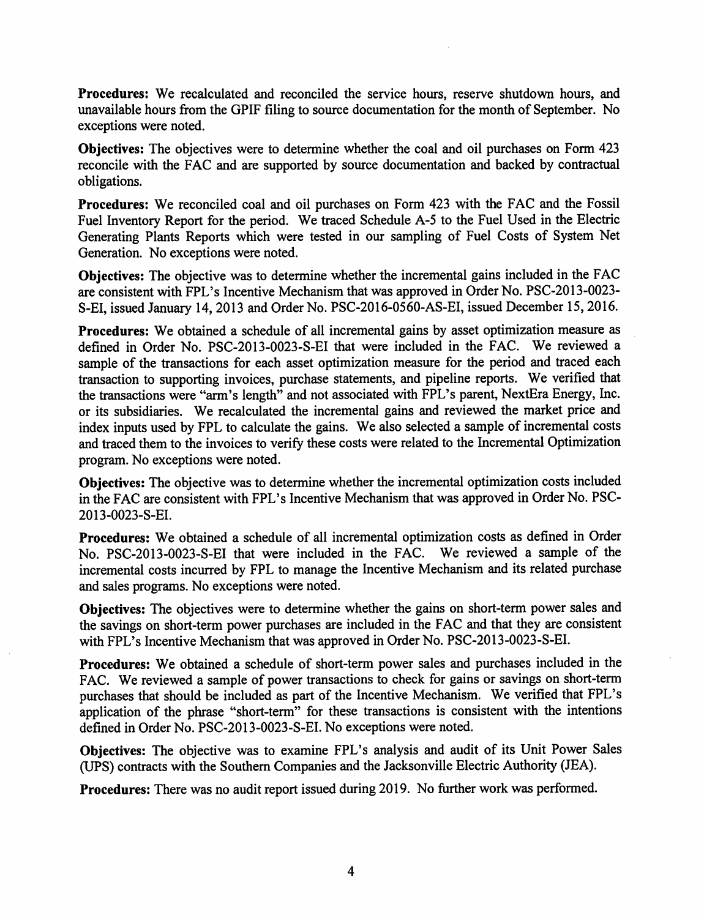**Procedures:** We recalculated and reconciled the service hours, reserve shutdown hours, and unavailable hours from the GPIF filing to source documentation for the month of September. No exceptions were noted.

**Objectives:** The objectives were to determine whether the coal and oil purchases on Form 423 reconcile with the FAC and are supported by source documentation and backed by contractual obligations.

**Procedures:** We reconciled coal and oil purchases on Form 423 with the FAC and the Fossil Fuel Inventory Report for the period. We traced Schedule A-5 to the Fuel Used in the Electric Generating Plants Reports which were tested in our sampling of Fuel Costs of System Net Generation. No exceptions were noted.

**Objectives:** The objective was to determine whether the incremental gains included in the FAC are consistent with FPL's Incentive Mechanism that was approved in Order No. PSC-2013-0023-S-EI, issued January 14, 2013 and Order No. PSC-2016-0560-AS-EI, issued December 15, 2016.

**Procedures:** We obtained a schedule of all incremental gains by asset optimization measure as defined in Order No. PSC-2013-0023-S-EI that were included in the FAC. We reviewed a sample of the transactions for each asset optimization measure for the period and traced each transaction to supporting invoices, purchase statements, and pipeline reports. We verified that the transactions were "arm's length" and not associated with FPL's parent, NextEra Energy, Inc. or its subsidiaries. We recalculated the incremental gains and reviewed the market price and index inputs used by FPL to calculate the gains. We also selected a sample of incremental costs and traced them to the invoices to verify these costs were related to the Incremental Optimization program. No exceptions were noted.

**Objectives:** The objective was to determine whether the incremental optimization costs included in the FAC are consistent with FPL's Incentive Mechanism that was approved in Order No. PSC-2013-0023-S-EI.

**Procedures:** We obtained a schedule of all incremental optimization costs as defined in Order No. PSC-2013-0023-S-EI that were included in the FAC. We reviewed a sample of the incremental costs incurred by FPL to manage the Incentive Mechanism and its related purchase and sales programs. No exceptions were noted.

**Objectives:** The objectives were to determine whether the gains on short-term power sales and the savings on short-term power purchases are included in the FAC and that they are consistent with FPL's Incentive Mechanism that was approved in Order No. PSC-2013-0023-S-EI.

**Procedures:** We obtained a schedule of short-term power sales and purchases included in the FAC. We reviewed a sample of power transactions to check for gains or savings on short-term purchases that should be included as part of the Incentive Mechanism. We verified that FPL's application of the phrase "short-term" for these transactions is consistent with the intentions defined in Order No. PSC-2013-0023-S-EI. No exceptions were noted.

**Objectives:** The objective was to examine FPL's analysis and audit of its Unit Power Sales (UPS) contracts with the Southern Companies and the Jacksonville Electric Authority (JEA).

**Procedures:** There was no audit report issued during 2019. No further work was performed.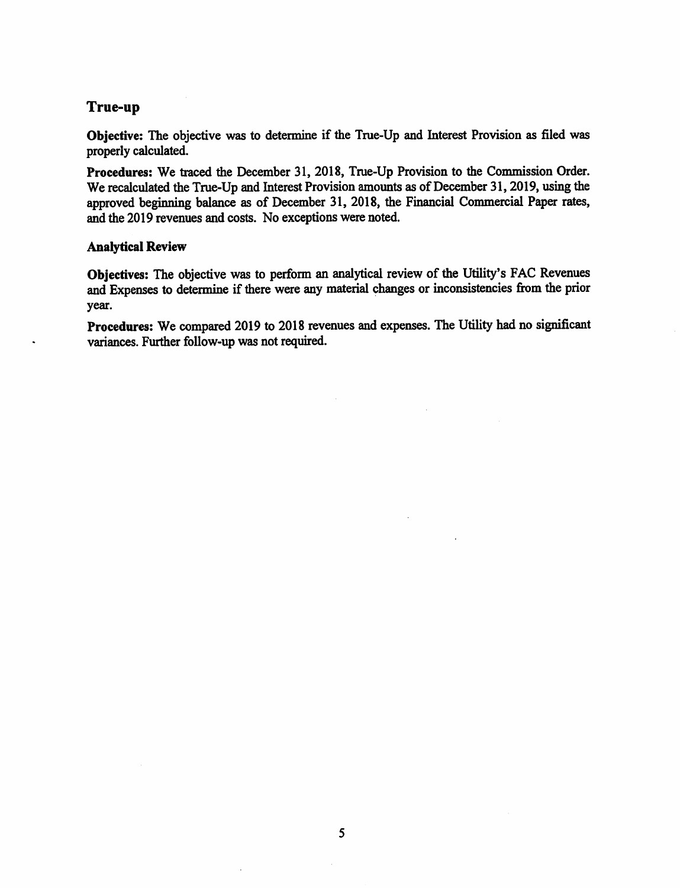## True-up

**Objective:** The objective was to determine if the True-Up and Interest Provision as filed was properly calculated.

**Procedures:** We traced the December 31, 2018, True-Up Provision to the Commission Order. We recalculated the True-Up and Interest Provision amounts as of December 31, 2019, using the approved beginning balance as of December 31, 2018, the Financial Commercial Paper rates, and the 2019 revenues and costs. No exceptions were noted.

### Analytical Review

**Objectives:** The objective was to perform an analytical review of the Utility's FAC Revenues and Expenses to determine if there were any material changes or inconsistencies from the prior year.

**Procedures:** We compared 2019 to 2018 revenues and expenses. The Utility had no significant variances. Further follow-up was not required.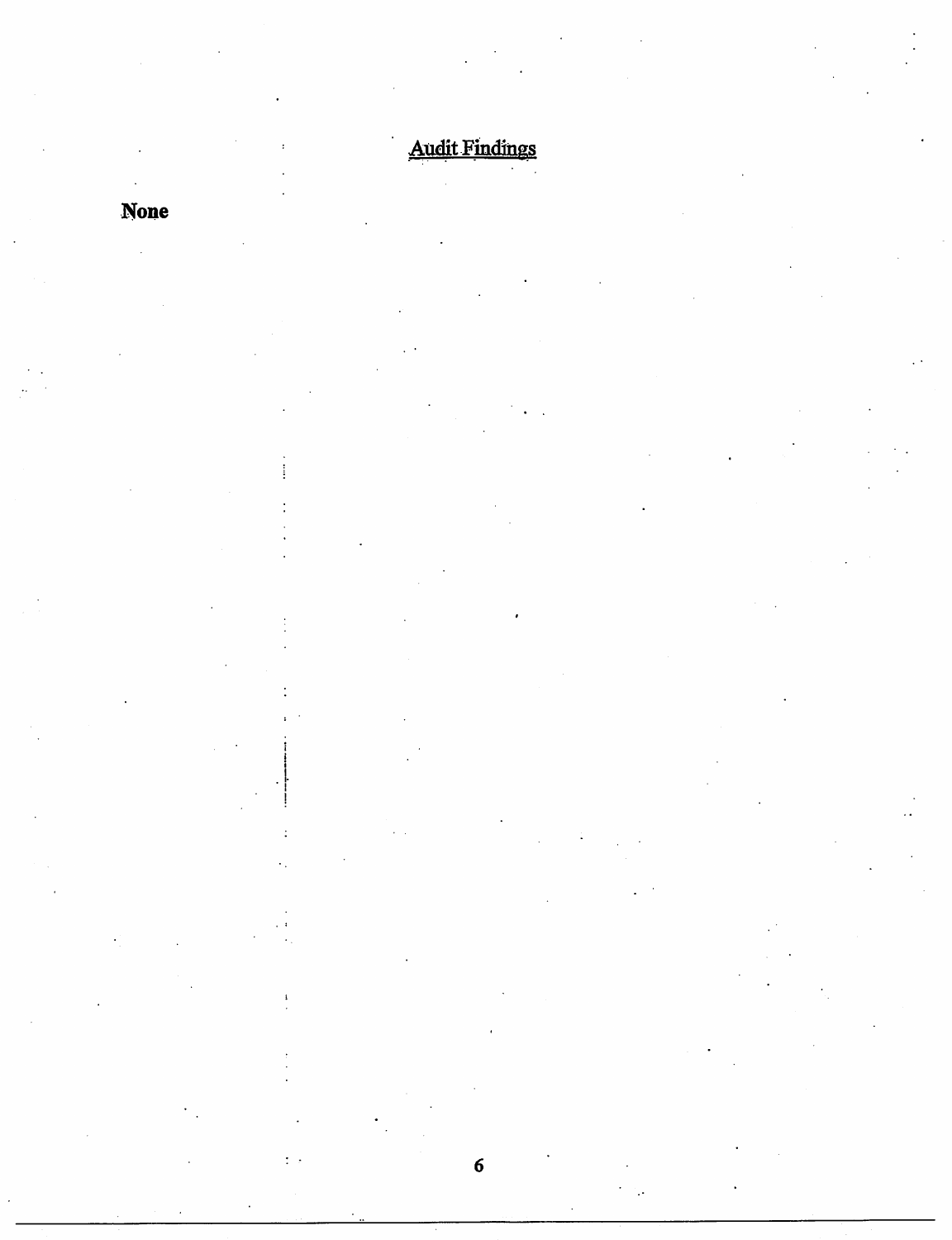## Audit Findings

**None**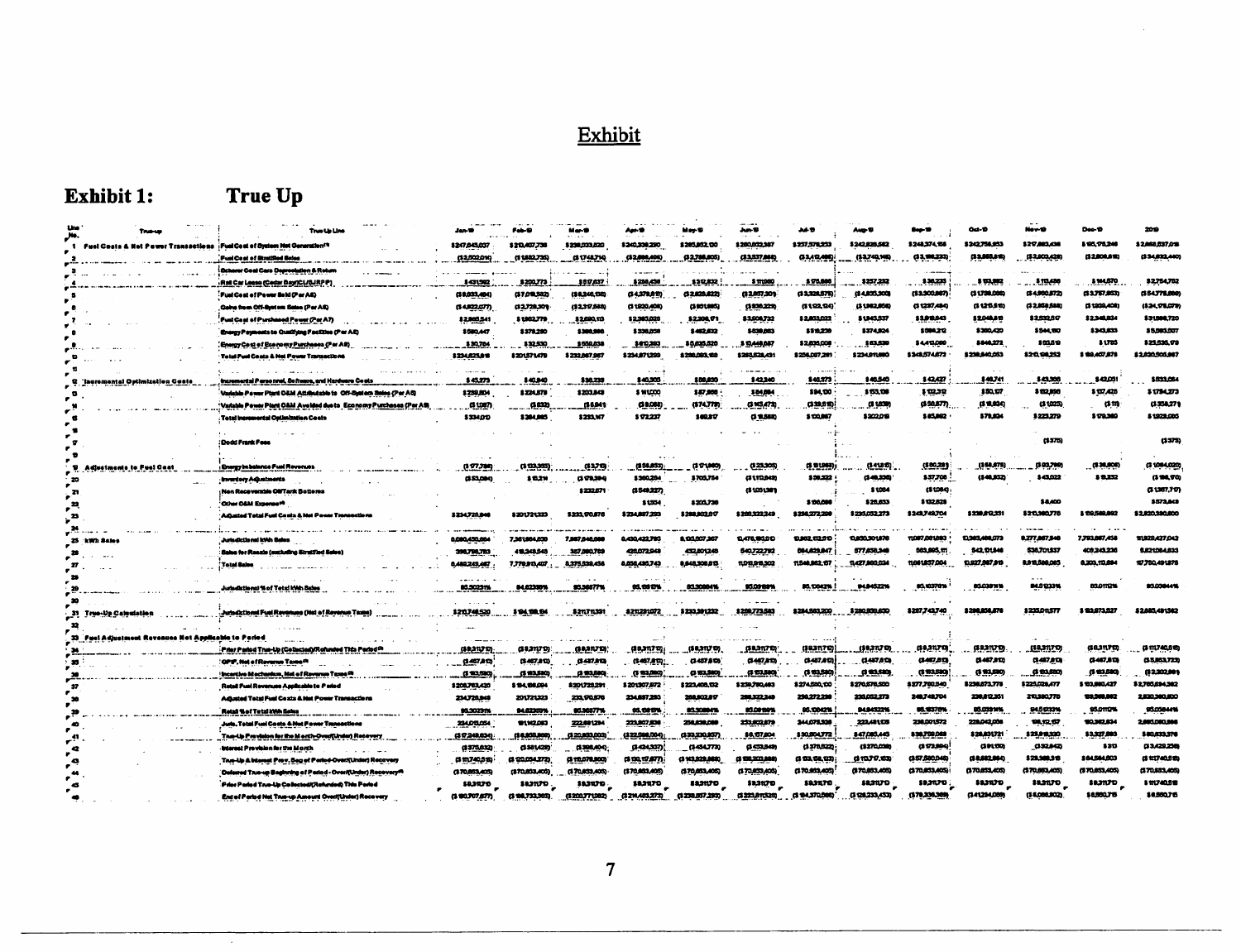# Exhibit

## Exhibit 1: True Up

| Line No. | True-up | True-Up Line | Jan-19 | Feb-19 | Mar-19 | Apr-19 | May-19 | Jun-19 | Jul-19 | Aug-19 | Sep-19 | Oct-19 | Nov-19 | Dec-19 | 2019 |
|---|---|---|---|---|---|---|---|---|---|---|---|---|---|---|---|
| 1 | Fuel Costs & Net Power Transactions | Fuel Cost of System Net Generation(1) | $247,845,037 | $210,407,738 | $238,033,820 | $240,336,290 | $265,852,100 | $280,832,387 | $237,578,233 | $242,836,582 | $248,374,156 | $242,756,853 | $217,863,438 | $195,175,246 | $2,868,537,018 |
| 2 | | Fuel Cost of Stratified Sales | ($2,502,014) | ($1,682,730) | ($1,748,714) | ($2,866,466) | ($2,788,605) | ($3,537,868) | ($3,412,480) | ($3,740,149) | ($3,198,233) | ($3,868,818) | ($2,803,428) | ($2,808,818) | ($34,832,440) |
| 3 | | Scherer Coal Cars Depreciation & Return | | | | | | | | | | | | | |
| 4 | | Rail Car Lease (Cedar Bay/ICL/SJRPP) | $431,362 | $300,773 | $97,637 | $295,436 | $312,832 | $111,080 | $175,686 | $257,232 | $36,233 | $113,882 | $113,498 | $144,570 | $2,754,752 |
| 5 | | Fuel Cost of Power Sold (Per A6) | ($8,533,464) | ($7,018,582) | ($8,346,136) | ($4,379,815) | ($2,825,822) | ($2,857,301) | ($3,328,575) | ($4,835,300) | ($3,300,887) | ($1,739,088) | ($4,900,872) | ($3,787,853) | ($54,778,866) |
| 6 | | Gains from Off-System Sales (Per A6) | ($1,823,077) | ($2,726,301) | ($2,317,588) | ($1,920,408) | ($301,865) | ($836,229) | ($1,123,124) | ($1,862,858) | ($1,297,484) | ($1,215,810) | ($2,859,588) | ($1,930,408) | ($24,175,079) |
| 7 | | Fuel Cost of Purchased Power (Per A7) | $2,880,541 | $1,862,779 | $2,690,113 | $2,363,020 | $2,308,171 | $3,006,732 | $2,853,022 | $1,943,537 | $3,818,843 | $2,048,818 | $2,532,517 | $2,348,834 | $31,998,720 |
| 8 | | Energy Payments to Qualifying Facilities (Per A8) | $580,447 | $379,230 | $386,996 | $336,036 | $462,632 | $639,063 | $518,239 | $374,824 | $886,212 | $380,420 | $544,180 | $343,833 | $5,983,507 |
| 9 | | Energy Cost of Economy Purchases (Per A9) | $30,784 | $32,530 | $659,638 | $610,393 | $5,635,520 | $10,448,887 | $2,635,008 | $63,539 | $4,413,080 | $648,272 | $63,519 | $1,785 | $25,526,179 |
| 10 | | Total Fuel Costs & Net Power Transactions | $234,825,818 | $201,571,478 | $233,067,957 | $234,871,299 | $258,093,108 | $282,528,431 | $256,087,281 | $234,811,880 | $248,574,672 | $239,840,053 | $210,198,253 | $189,407,878 | $2,820,505,967 |
| 11 | | | | | | | | | | | | | | | |
| 12 | Incremental Optimization Costs | Incremental Personnel, Software, and Hardware Costs | $40,273 | $40,840 | $36,239 | $40,303 | $56,830 | $42,240 | $48,273 | $46,540 | $42,427 | $48,741 | $43,386 | $42,051 | $533,084 |
| 13 | | Variable Power Plant O&M Attributable to Off-System Sales (Per A6) | $259,804 | $224,678 | $203,849 | $141,000 | $87,866 | $84,884 | $94,100 | $153,138 | $132,312 | $50,107 | $182,966 | $137,428 | $1,794,273 |
| 14 | | Variable Power Plant O&M Avoided due to Economy Purchases (Per A9) | ($1,087) | ($833) | ($6,843) | ($9,088) | ($74,778) | ($143,478) | ($33,618) | ($1,638) | ($30,677) | ($18,824) | ($1,023) | ($111) | ($339,271) |
| 15 | | Total Incremental Optimization Costs | $334,010 | $264,685 | $233,147 | $172,237 | $69,917 | ($16,356) | $108,857 | $202,018 | $183,662 | $79,824 | $225,279 | $179,369 | $1,929,080 |
| 16 | | | | | | | | | | | | | | | |
| 17 | | Dodd Frank Fees | | | | | | | | | | | ($375) | | ($375) |
| 18 | | | | | | | | | | | | | | | |
| 19 | Adjustments to Fuel Cost | Energy Imbalance Fuel Revenues | ($177,736) | ($103,355) | ($3,710) | ($56,653) | ($171,880) | ($123,300) | ($181,963) | ($41,185) | ($80,281) | ($168,675) | ($93,786) | ($36,808) | ($1,064,020) |
| 20 | | Inventory Adjustments | ($53,084) | $11,211 | ($179,394) | $300,284 | $703,754 | ($3,110,849) | $39,322 | ($49,336) | $37,708 | ($46,832) | $43,022 | $19,232 | ($1,196,170) |
| 21 | | Non Recoverable Oil/Tank Bottoms | | | $232,671 | ($549,227) | | ($1,051,381) | | $1,054 | ($1,094) | | | | ($1,367,717) |
| 22 | | Other O&M Expense(4) | | | | $1,534 | $203,736 | | $190,596 | $26,833 | $132,628 | | $8,400 | | $573,843 |
| 23 | | Adjusted Total Fuel Costs & Net Power Transactions | $234,728,948 | $201,721,323 | $233,170,678 | $234,897,293 | $258,902,007 | $260,322,249 | $256,272,209 | $235,052,273 | $249,749,704 | $238,612,351 | $210,380,778 | $189,566,862 | $2,820,380,600 |
| 24 | | | | | | | | | | | | | | | |
| 25 | kWh Sales | Jurisdictional kWh Sales | 8,090,430,664 | 7,361,864,539 | 7,987,548,686 | 8,430,422,783 | 9,103,507,367 | 10,478,190,510 | 10,802,112,510 | 10,850,301,676 | 11,087,001,883 | 10,383,468,073 | 8,277,867,548 | 7,793,867,458 | 107,829,427,043 |
| 26 | | Sales for Resale (excluding Stratified Sales) | 397,788,783 | 418,343,548 | 387,880,769 | 420,072,948 | 432,801,248 | 540,722,792 | 584,629,847 | 577,658,348 | 583,805,111 | 542,131,848 | 336,701,537 | 409,243,236 | 5,621,064,833 |
| 27 | | Total Sales | 8,488,219,447 | 7,779,910,407 | 8,375,539,456 | 8,850,495,743 | 9,648,308,615 | 11,018,913,302 | 11,546,862,157 | 11,427,960,024 | 11,661,857,004 | 10,927,967,919 | 8,619,569,085 | 8,203,110,694 | 117,750,491,875 |
| 28 | | | | | | | | | | | | | | | |
| 29 | | Jurisdictional % of Total kWh Sales | 95.30231% | 94.62330% | 95.36677% | 95.15610% | 95.30584% | 95.09189% | 95.10042% | 94.94522% | 95.10378% | 95.03311% | 94.51033% | 95.01112% | 95.03844% |
| 30 | | | | | | | | | | | | | | | |
| 31 | True-Up Calculation | Jurisdictional Fuel Revenues (Net of Revenue Taxes) | $210,748,520 | $194,198,194 | $211,711,391 | $211,291,072 | $233,391,232 | $259,773,583 | $284,583,200 | $280,858,830 | $287,743,740 | $288,858,878 | $233,011,577 | $183,873,527 | $2,665,491,262 |
| 32 | | | | | | | | | | | | | | | |
| 33 | Fuel Adjustment Revenues Not Applicable to Period | | | | | | | | | | | | | | |
| 34 | | Prior Period True-Up (Collected)/Refunded This Period(2) | ($9,311,710) | ($9,311,710) | ($9,311,710) | ($9,311,710) | ($9,311,710) | ($9,311,710) | ($9,311,710) | ($9,311,710) | ($9,311,710) | ($9,311,710) | ($9,311,710) | ($9,311,710) | ($111,740,518) |
| 35 | | GPIF, Net of Revenue Taxes(3) | ($1,467,810) | ($1,467,810) | ($1,467,810) | ($1,467,810) | ($1,467,810) | ($1,467,810) | ($1,467,810) | ($1,467,810) | ($1,467,810) | ($1,467,810) | ($1,467,810) | ($1,467,810) | ($17,613,723) |
| 36 | | Incentive Mechanism, Net of Revenue Taxes(3) | ($183,580) | ($183,580) | ($183,580) | ($183,580) | ($183,580) | ($183,580) | ($183,580) | ($183,580) | ($183,580) | ($183,580) | ($183,580) | ($183,580) | ($2,202,981) |
| 37 | | Retail Fuel Revenues Applicable to Period | $208,763,420 | $194,198,094 | $201,728,291 | $201,307,972 | $223,408,132 | $239,790,483 | $274,600,100 | $270,875,830 | $277,760,540 | $239,873,778 | $225,028,477 | $183,880,427 | $2,765,894,382 |
| 38 | | Adjusted Total Fuel Costs & Net Power Transactions | 234,728,948 | 201,721,323 | 233,170,678 | 234,897,293 | 258,902,007 | 260,322,249 | 256,272,209 | 235,052,273 | 249,749,704 | 238,612,351 | 210,380,778 | 189,566,862 | 2,820,380,600 |
| 39 | | Retail % of Total kWh Sales | 95.30231% | 94.62330% | 95.36677% | 95.15610% | 95.30584% | 95.09189% | 95.10042% | 94.94522% | 95.10378% | 95.03311% | 94.51033% | 95.01112% | 95.03844% |
| 40 | | Juris. Total Fuel Costs & Net Power Transactions | 224,013,054 | 191,142,063 | 222,691,294 | 223,507,536 | 256,836,089 | 233,822,879 | 244,075,338 | 223,481,108 | 238,001,572 | 228,042,008 | 199,112,157 | 180,362,634 | 2,665,060,966 |
| 41 | | True-Up Provision for the Month-Over/(Under) Recovery | ($17,249,634) | ($16,953,898) | ($12,853,003) | ($22,598,564) | ($33,330,857) | $6,157,604 | $30,504,772 | $47,083,445 | $38,758,068 | $38,831,721 | $25,918,320 | $3,327,893 | $80,633,376 |
| 42 | | Interest Provision for the Month | ($375,832) | ($381,429) | ($398,404) | ($424,307) | ($454,773) | ($453,849) | ($370,522) | ($270,038) | ($173,894) | ($91,110) | ($32,642) | $310 | ($3,429,236) |
| 43 | | True-Up & Interest Prov. Beg of Period-Over/(Under) Recovery | ($111,740,518) | ($120,054,272) | ($128,078,800) | ($132,117,877) | ($143,829,868) | ($168,303,888) | ($153,158,123) | ($110,717,103) | ($57,590,046) | ($8,662,864) | $39,388,318 | $84,584,803 | ($111,740,518) |
| 44 | | Deferred True-up Beginning of Period-Over/(Under) Recovery(4) | ($70,853,405) | ($70,853,405) | ($70,853,405) | ($70,853,405) | ($70,853,405) | ($70,853,405) | ($70,853,405) | ($70,853,405) | ($70,853,405) | ($70,853,405) | ($70,853,405) | ($70,853,405) | ($70,853,405) |
| 45 | | Prior Period True-Up Collected/(Refunded) This Period | $9,311,710 | $9,311,710 | $9,311,710 | $9,311,710 | $9,311,710 | $9,311,710 | $9,311,710 | $9,311,710 | $9,311,710 | $9,311,710 | $9,311,710 | $9,311,710 | $111,740,518 |
| 46 | | End of Period Net True-up Amount Over/(Under) Recovery | ($190,707,677) | ($198,733,365) | ($202,771,060) | ($214,483,273) | ($238,957,293) | ($223,811,528) | ($194,370,060) | ($128,233,433) | ($79,336,369) | ($41,234,058) | ($6,066,902) | $6,550,715 | $6,550,715 |